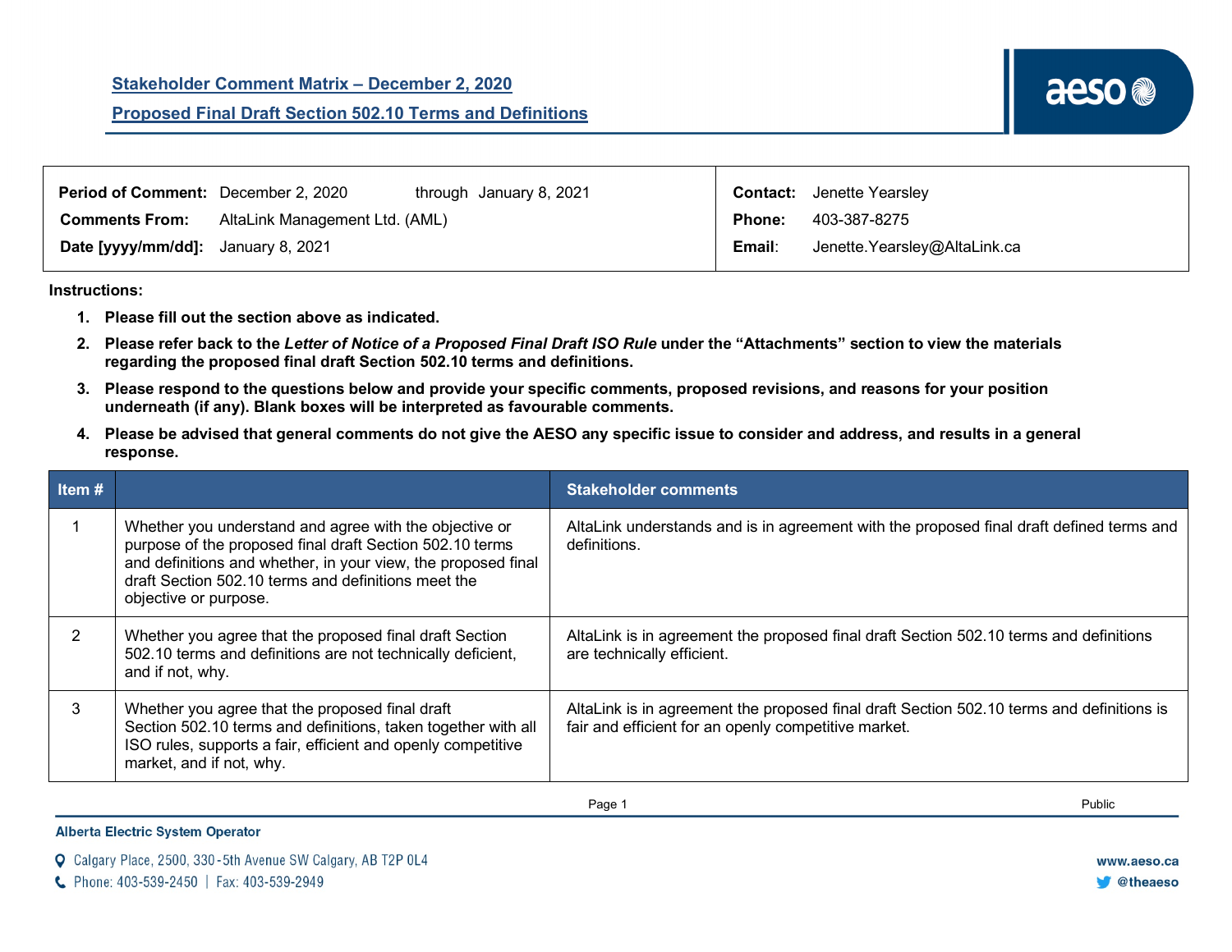## Stakeholder Comment Matrix – December 2, 2020

## Proposed Final Draft Section 502.10 Terms and Definitions

| | | | |
|---|---|---|---|
| **Period of Comment:** | December 2, 2020 through January 8, 2021 | **Contact:** | Jenette Yearsley |
| **Comments From:** | AltaLink Management Ltd. (AML) | **Phone:** | 403-387-8275 |
| **Date [yyyy/mm/dd]:** | January 8, 2021 | **Email:** | Jenette.Yearsley@AltaLink.ca |

**Instructions:**

1. **Please fill out the section above as indicated.**
2. **Please refer back to the *Letter of Notice of a Proposed Final Draft ISO Rule* under the "Attachments" section to view the materials regarding the proposed final draft Section 502.10 terms and definitions.**
3. **Please respond to the questions below and provide your specific comments, proposed revisions, and reasons for your position underneath (if any). Blank boxes will be interpreted as favourable comments.**
4. **Please be advised that general comments do not give the AESO any specific issue to consider and address, and results in a general response.**

| Item # | | Stakeholder comments |
|---|---|---|
| 1 | Whether you understand and agree with the objective or purpose of the proposed final draft Section 502.10 terms and definitions and whether, in your view, the proposed final draft Section 502.10 terms and definitions meet the objective or purpose. | AltaLink understands and is in agreement with the proposed final draft defined terms and definitions. |
| 2 | Whether you agree that the proposed final draft Section 502.10 terms and definitions are not technically deficient, and if not, why. | AltaLink is in agreement the proposed final draft Section 502.10 terms and definitions are technically efficient. |
| 3 | Whether you agree that the proposed final draft Section 502.10 terms and definitions, taken together with all ISO rules, supports a fair, efficient and openly competitive market, and if not, why. | AltaLink is in agreement the proposed final draft Section 502.10 terms and definitions is fair and efficient for an openly competitive market. |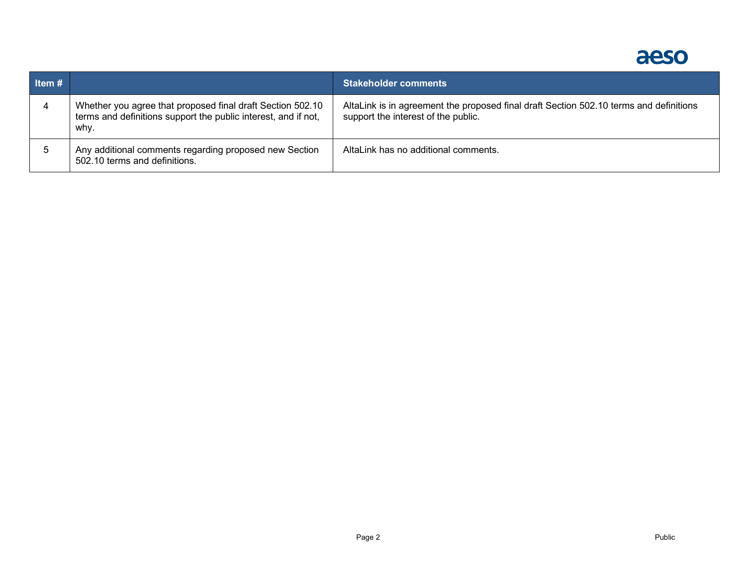| Item # | | Stakeholder comments |
|---|---|---|
| 4 | Whether you agree that proposed final draft Section 502.10 terms and definitions support the public interest, and if not, why. | AltaLink is in agreement the proposed final draft Section 502.10 terms and definitions support the interest of the public. |
| 5 | Any additional comments regarding proposed new Section 502.10 terms and definitions. | AltaLink has no additional comments. |